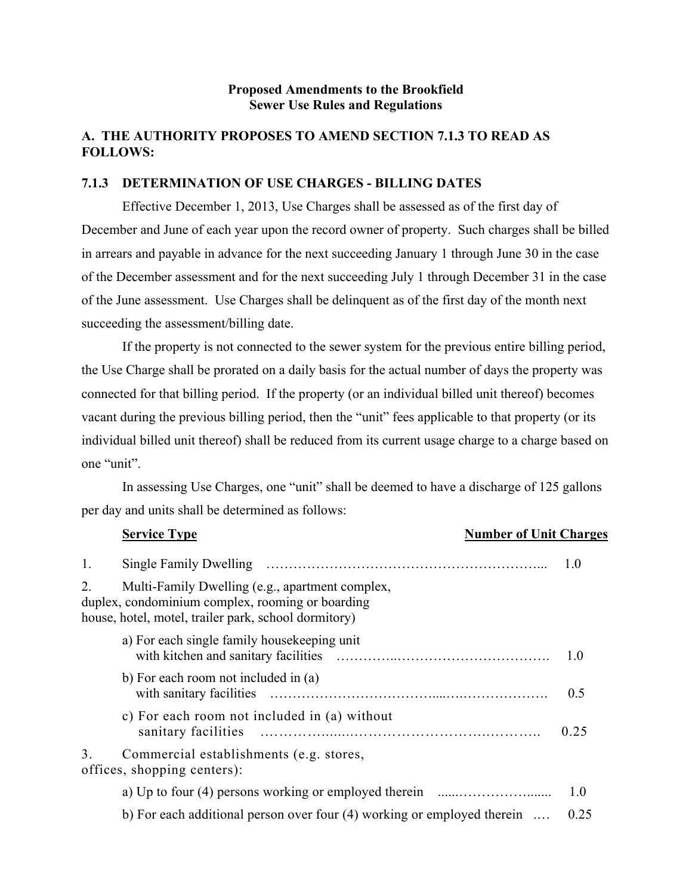**Proposed Amendments to the Brookfield**
**Sewer Use Rules and Regulations**

## A. THE AUTHORITY PROPOSES TO AMEND SECTION 7.1.3 TO READ AS FOLLOWS:

### 7.1.3 DETERMINATION OF USE CHARGES - BILLING DATES

Effective December 1, 2013, Use Charges shall be assessed as of the first day of December and June of each year upon the record owner of property. Such charges shall be billed in arrears and payable in advance for the next succeeding January 1 through June 30 in the case of the December assessment and for the next succeeding July 1 through December 31 in the case of the June assessment. Use Charges shall be delinquent as of the first day of the month next succeeding the assessment/billing date.

If the property is not connected to the sewer system for the previous entire billing period, the Use Charge shall be prorated on a daily basis for the actual number of days the property was connected for that billing period. If the property (or an individual billed unit thereof) becomes vacant during the previous billing period, then the "unit" fees applicable to that property (or its individual billed unit thereof) shall be reduced from its current usage charge to a charge based on one "unit".

In assessing Use Charges, one "unit" shall be deemed to have a discharge of 125 gallons per day and units shall be determined as follows:

| Service Type | Number of Unit Charges |
|---|---|
| 1. Single Family Dwelling | 1.0 |
| 2. Multi-Family Dwelling (e.g., apartment complex, duplex, condominium complex, rooming or boarding house, hotel, motel, trailer park, school dormitory) | |
| a) For each single family housekeeping unit with kitchen and sanitary facilities | 1.0 |
| b) For each room not included in (a) with sanitary facilities | 0.5 |
| c) For each room not included in (a) without sanitary facilities | 0.25 |
| 3. Commercial establishments (e.g. stores, offices, shopping centers): | |
| a) Up to four (4) persons working or employed therein | 1.0 |
| b) For each additional person over four (4) working or employed therein | 0.25 |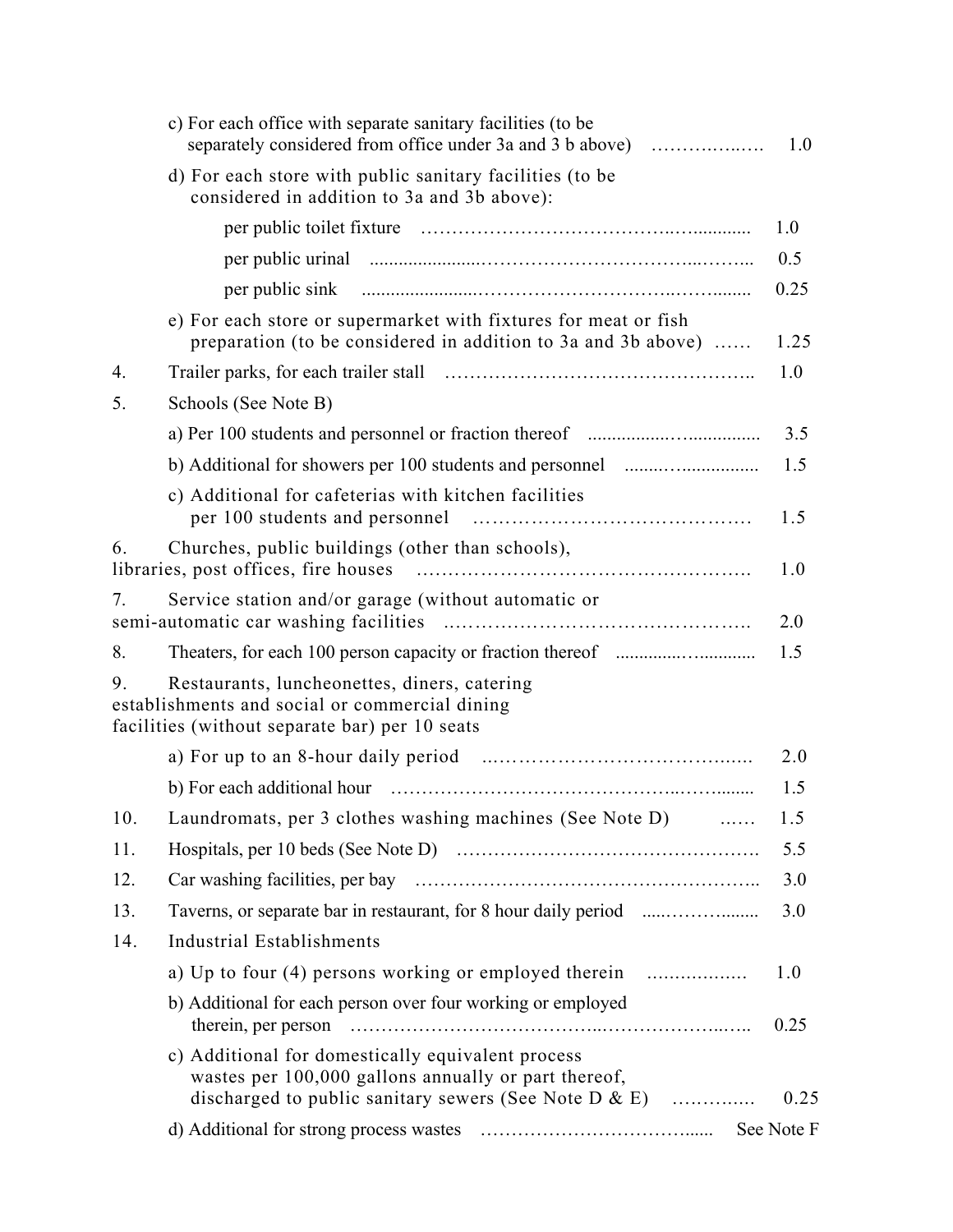| | | |
|---|---|---|
| | c) For each office with separate sanitary facilities (to be separately considered from office under 3a and 3 b above) | 1.0 |
| | d) For each store with public sanitary facilities (to be considered in addition to 3a and 3b above): | |
| | per public toilet fixture | 1.0 |
| | per public urinal | 0.5 |
| | per public sink | 0.25 |
| | e) For each store or supermarket with fixtures for meat or fish preparation (to be considered in addition to 3a and 3b above) | 1.25 |
| 4. | Trailer parks, for each trailer stall | 1.0 |
| 5. | Schools (See Note B) | |
| | a) Per 100 students and personnel or fraction thereof | 3.5 |
| | b) Additional for showers per 100 students and personnel | 1.5 |
| | c) Additional for cafeterias with kitchen facilities per 100 students and personnel | 1.5 |
| 6. | Churches, public buildings (other than schools), libraries, post offices, fire houses | 1.0 |
| 7. | Service station and/or garage (without automatic or semi-automatic car washing facilities | 2.0 |
| 8. | Theaters, for each 100 person capacity or fraction thereof | 1.5 |
| 9. | Restaurants, luncheonettes, diners, catering establishments and social or commercial dining facilities (without separate bar) per 10 seats | |
| | a) For up to an 8-hour daily period | 2.0 |
| | b) For each additional hour | 1.5 |
| 10. | Laundromats, per 3 clothes washing machines (See Note D) | 1.5 |
| 11. | Hospitals, per 10 beds (See Note D) | 5.5 |
| 12. | Car washing facilities, per bay | 3.0 |
| 13. | Taverns, or separate bar in restaurant, for 8 hour daily period | 3.0 |
| 14. | Industrial Establishments | |
| | a) Up to four (4) persons working or employed therein | 1.0 |
| | b) Additional for each person over four working or employed therein, per person | 0.25 |
| | c) Additional for domestically equivalent process wastes per 100,000 gallons annually or part thereof, discharged to public sanitary sewers (See Note D & E) | 0.25 |
| | d) Additional for strong process wastes | See Note F |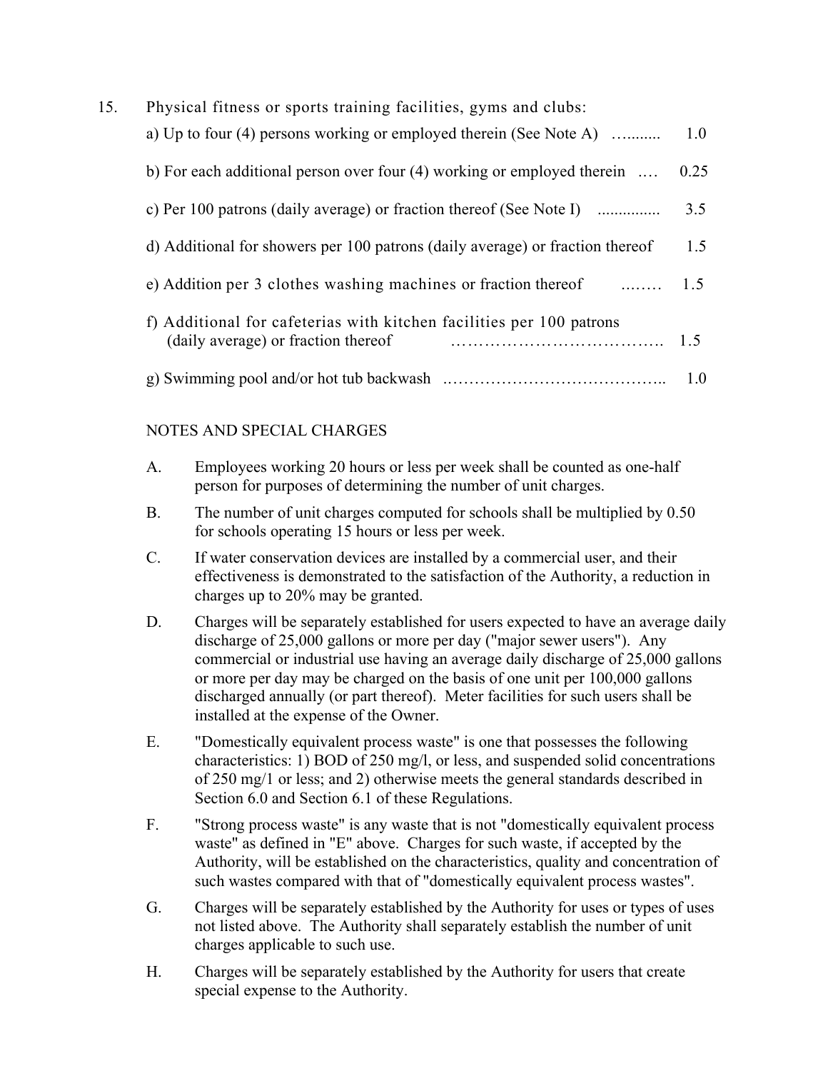15. Physical fitness or sports training facilities, gyms and clubs:

| | |
|---|---|
| a) Up to four (4) persons working or employed therein (See Note A) | 1.0 |
| b) For each additional person over four (4) working or employed therein | 0.25 |
| c) Per 100 patrons (daily average) or fraction thereof (See Note I) | 3.5 |
| d) Additional for showers per 100 patrons (daily average) or fraction thereof | 1.5 |
| e) Addition per 3 clothes washing machines or fraction thereof | 1.5 |
| f) Additional for cafeterias with kitchen facilities per 100 patrons (daily average) or fraction thereof | 1.5 |
| g) Swimming pool and/or hot tub backwash | 1.0 |

NOTES AND SPECIAL CHARGES

A. Employees working 20 hours or less per week shall be counted as one-half person for purposes of determining the number of unit charges.

B. The number of unit charges computed for schools shall be multiplied by 0.50 for schools operating 15 hours or less per week.

C. If water conservation devices are installed by a commercial user, and their effectiveness is demonstrated to the satisfaction of the Authority, a reduction in charges up to 20% may be granted.

D. Charges will be separately established for users expected to have an average daily discharge of 25,000 gallons or more per day ("major sewer users"). Any commercial or industrial use having an average daily discharge of 25,000 gallons or more per day may be charged on the basis of one unit per 100,000 gallons discharged annually (or part thereof). Meter facilities for such users shall be installed at the expense of the Owner.

E. "Domestically equivalent process waste" is one that possesses the following characteristics: 1) BOD of 250 mg/l, or less, and suspended solid concentrations of 250 mg/1 or less; and 2) otherwise meets the general standards described in Section 6.0 and Section 6.1 of these Regulations.

F. "Strong process waste" is any waste that is not "domestically equivalent process waste" as defined in "E" above. Charges for such waste, if accepted by the Authority, will be established on the characteristics, quality and concentration of such wastes compared with that of "domestically equivalent process wastes".

G. Charges will be separately established by the Authority for uses or types of uses not listed above. The Authority shall separately establish the number of unit charges applicable to such use.

H. Charges will be separately established by the Authority for users that create special expense to the Authority.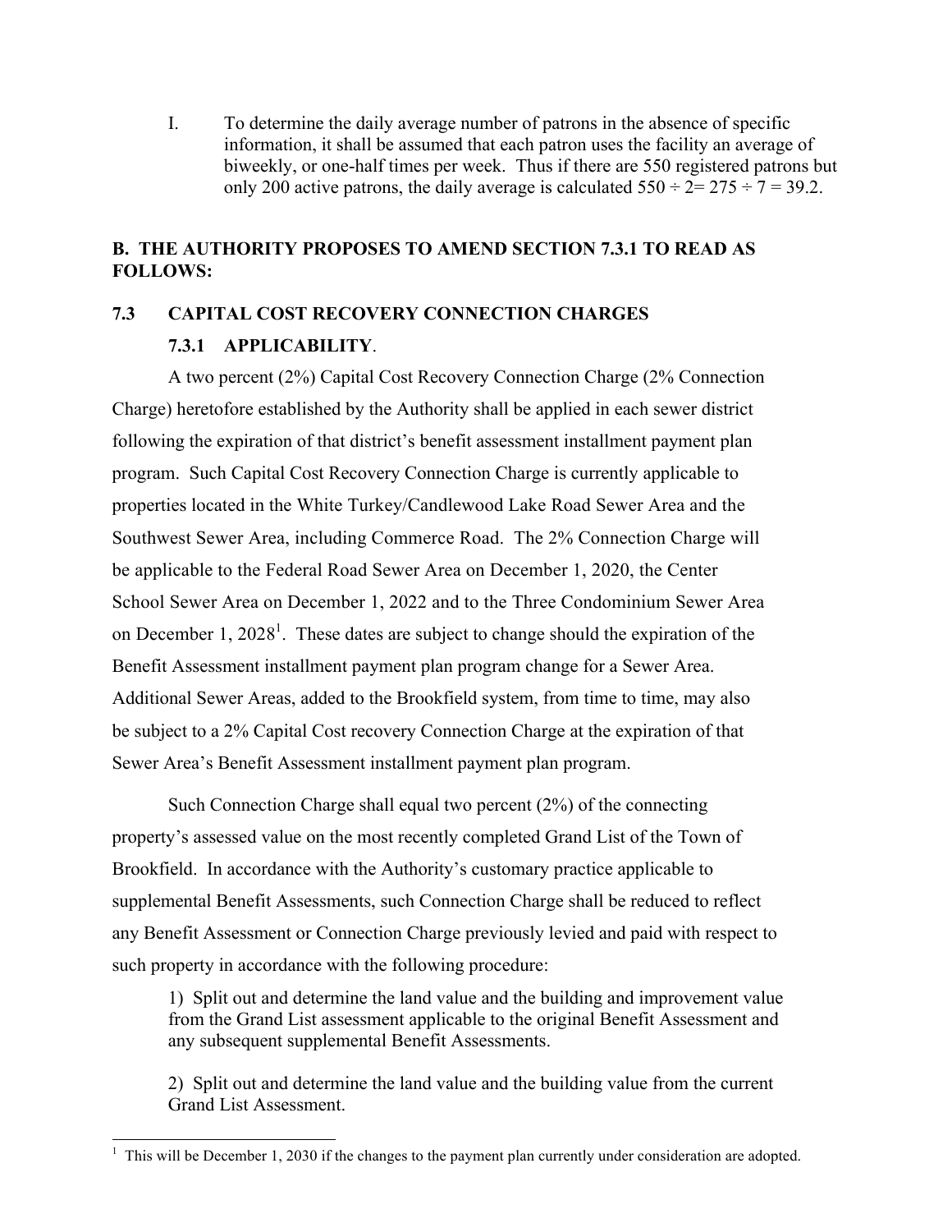I. To determine the daily average number of patrons in the absence of specific information, it shall be assumed that each patron uses the facility an average of biweekly, or one-half times per week. Thus if there are 550 registered patrons but only 200 active patrons, the daily average is calculated 550 ÷ 2= 275 ÷ 7 = 39.2.

## B. THE AUTHORITY PROPOSES TO AMEND SECTION 7.3.1 TO READ AS FOLLOWS:

### 7.3 CAPITAL COST RECOVERY CONNECTION CHARGES

#### 7.3.1 APPLICABILITY.

A two percent (2%) Capital Cost Recovery Connection Charge (2% Connection Charge) heretofore established by the Authority shall be applied in each sewer district following the expiration of that district's benefit assessment installment payment plan program. Such Capital Cost Recovery Connection Charge is currently applicable to properties located in the White Turkey/Candlewood Lake Road Sewer Area and the Southwest Sewer Area, including Commerce Road. The 2% Connection Charge will be applicable to the Federal Road Sewer Area on December 1, 2020, the Center School Sewer Area on December 1, 2022 and to the Three Condominium Sewer Area on December 1, 2028[1]. These dates are subject to change should the expiration of the Benefit Assessment installment payment plan program change for a Sewer Area. Additional Sewer Areas, added to the Brookfield system, from time to time, may also be subject to a 2% Capital Cost recovery Connection Charge at the expiration of that Sewer Area's Benefit Assessment installment payment plan program.

Such Connection Charge shall equal two percent (2%) of the connecting property's assessed value on the most recently completed Grand List of the Town of Brookfield. In accordance with the Authority's customary practice applicable to supplemental Benefit Assessments, such Connection Charge shall be reduced to reflect any Benefit Assessment or Connection Charge previously levied and paid with respect to such property in accordance with the following procedure:

1) Split out and determine the land value and the building and improvement value from the Grand List assessment applicable to the original Benefit Assessment and any subsequent supplemental Benefit Assessments.

2) Split out and determine the land value and the building value from the current Grand List Assessment.

[1] This will be December 1, 2030 if the changes to the payment plan currently under consideration are adopted.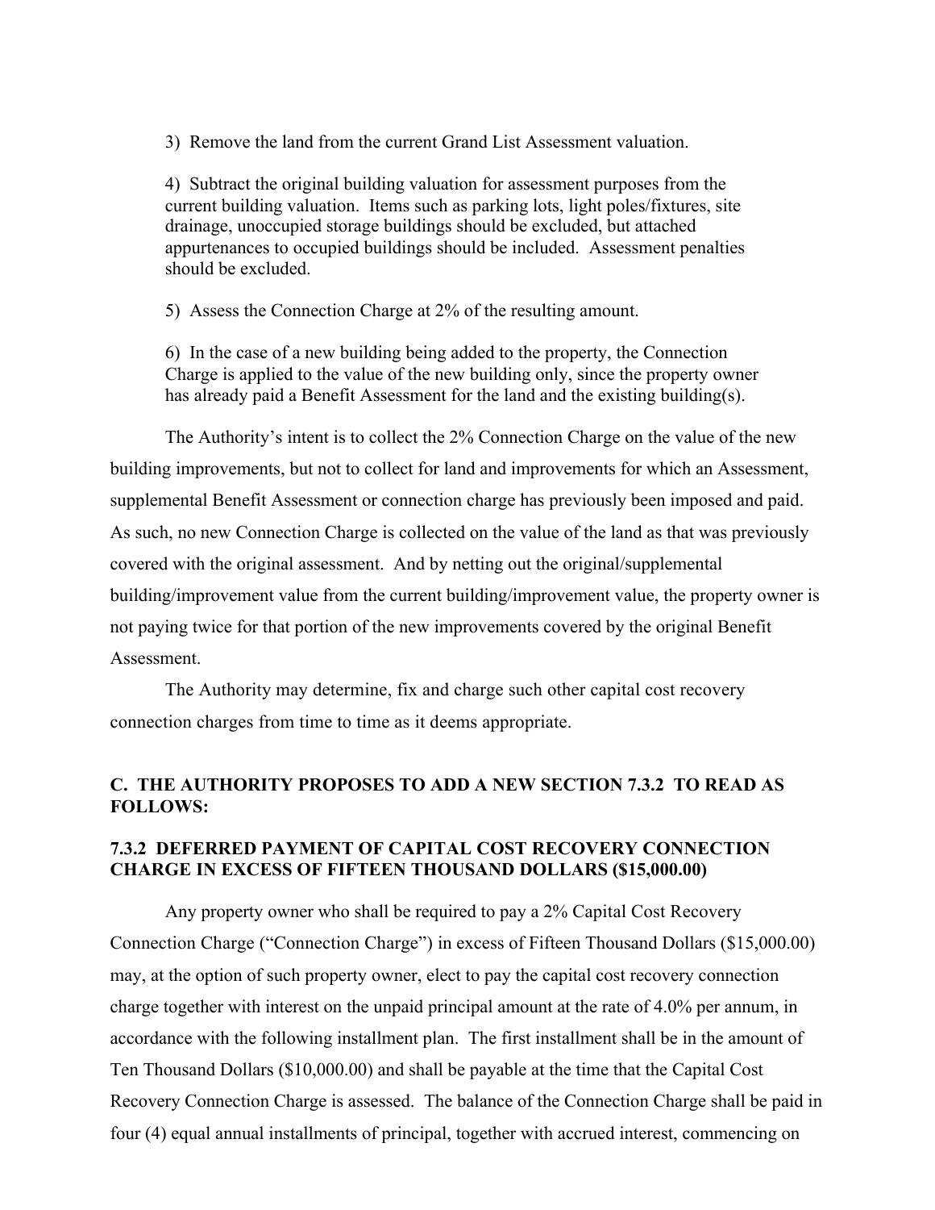3) Remove the land from the current Grand List Assessment valuation.

4) Subtract the original building valuation for assessment purposes from the current building valuation. Items such as parking lots, light poles/fixtures, site drainage, unoccupied storage buildings should be excluded, but attached appurtenances to occupied buildings should be included. Assessment penalties should be excluded.

5) Assess the Connection Charge at 2% of the resulting amount.

6) In the case of a new building being added to the property, the Connection Charge is applied to the value of the new building only, since the property owner has already paid a Benefit Assessment for the land and the existing building(s).

The Authority's intent is to collect the 2% Connection Charge on the value of the new building improvements, but not to collect for land and improvements for which an Assessment, supplemental Benefit Assessment or connection charge has previously been imposed and paid. As such, no new Connection Charge is collected on the value of the land as that was previously covered with the original assessment. And by netting out the original/supplemental building/improvement value from the current building/improvement value, the property owner is not paying twice for that portion of the new improvements covered by the original Benefit Assessment.

The Authority may determine, fix and charge such other capital cost recovery connection charges from time to time as it deems appropriate.

**C. THE AUTHORITY PROPOSES TO ADD A NEW SECTION 7.3.2 TO READ AS FOLLOWS:**

**7.3.2 DEFERRED PAYMENT OF CAPITAL COST RECOVERY CONNECTION CHARGE IN EXCESS OF FIFTEEN THOUSAND DOLLARS ($15,000.00)**

Any property owner who shall be required to pay a 2% Capital Cost Recovery Connection Charge ("Connection Charge") in excess of Fifteen Thousand Dollars ($15,000.00) may, at the option of such property owner, elect to pay the capital cost recovery connection charge together with interest on the unpaid principal amount at the rate of 4.0% per annum, in accordance with the following installment plan. The first installment shall be in the amount of Ten Thousand Dollars ($10,000.00) and shall be payable at the time that the Capital Cost Recovery Connection Charge is assessed. The balance of the Connection Charge shall be paid in four (4) equal annual installments of principal, together with accrued interest, commencing on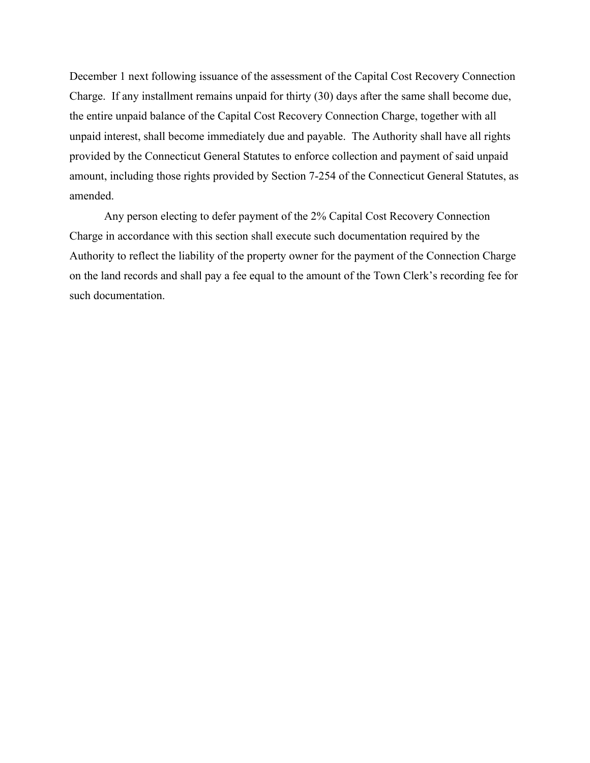December 1 next following issuance of the assessment of the Capital Cost Recovery Connection Charge. If any installment remains unpaid for thirty (30) days after the same shall become due, the entire unpaid balance of the Capital Cost Recovery Connection Charge, together with all unpaid interest, shall become immediately due and payable. The Authority shall have all rights provided by the Connecticut General Statutes to enforce collection and payment of said unpaid amount, including those rights provided by Section 7-254 of the Connecticut General Statutes, as amended.

Any person electing to defer payment of the 2% Capital Cost Recovery Connection Charge in accordance with this section shall execute such documentation required by the Authority to reflect the liability of the property owner for the payment of the Connection Charge on the land records and shall pay a fee equal to the amount of the Town Clerk's recording fee for such documentation.